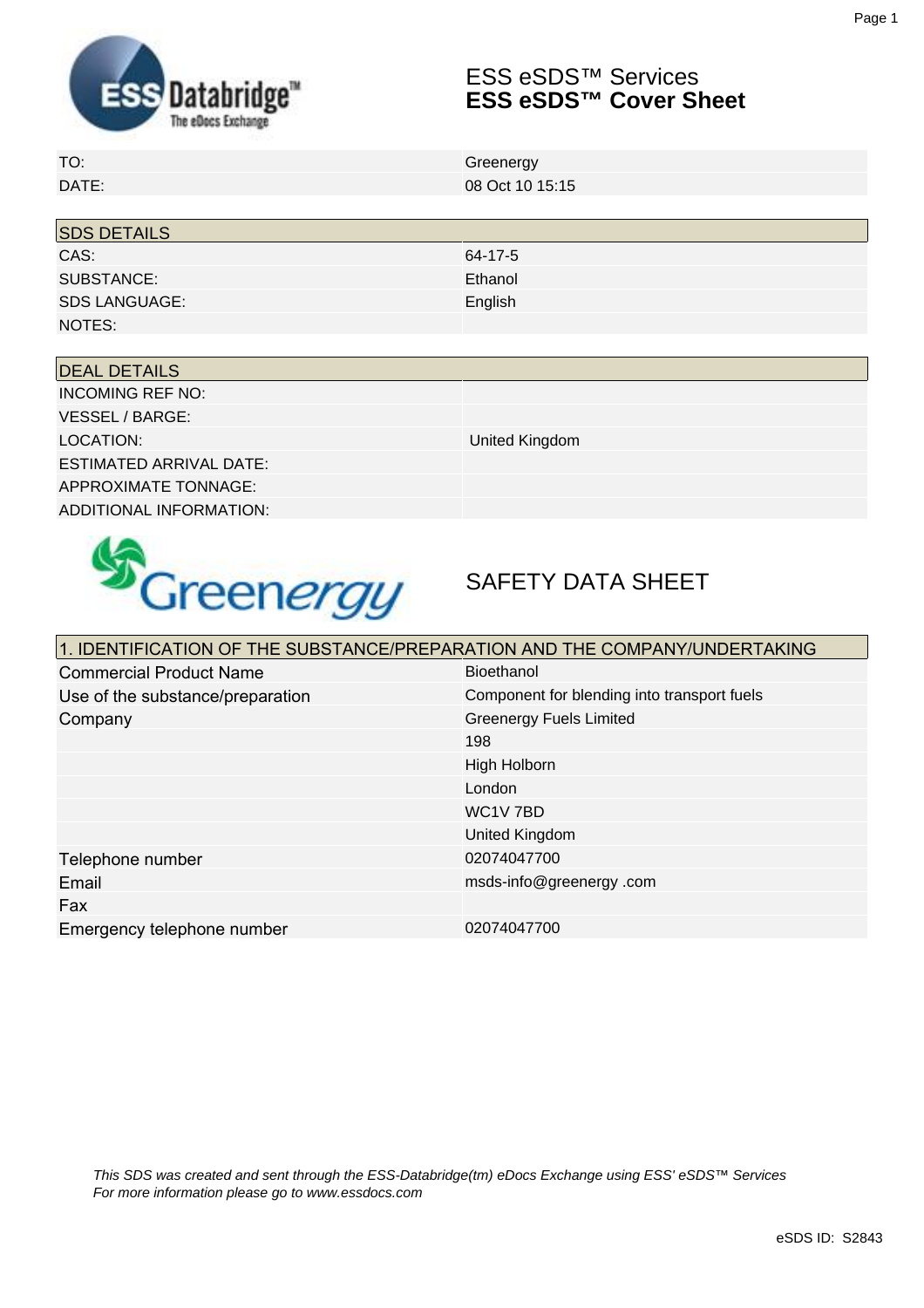# ESS eSDS™ Services
## ESS eSDS™ Cover Sheet

| | |
|---|---|
| TO: | Greenergy |
| DATE: | 08 Oct 10 15:15 |

| SDS DETAILS | |
|---|---|
| CAS: | 64-17-5 |
| SUBSTANCE: | Ethanol |
| SDS LANGUAGE: | English |
| NOTES: | |

| DEAL DETAILS | |
|---|---|
| INCOMING REF NO: | |
| VESSEL / BARGE: | |
| LOCATION: | United Kingdom |
| ESTIMATED ARRIVAL DATE: | |
| APPROXIMATE TONNAGE: | |
| ADDITIONAL INFORMATION: | |

# SAFETY DATA SHEET

| 1. IDENTIFICATION OF THE SUBSTANCE/PREPARATION AND THE COMPANY/UNDERTAKING | |
|---|---|
| Commercial Product Name | Bioethanol |
| Use of the substance/preparation | Component for blending into transport fuels |
| Company | Greenergy Fuels Limited |
| | 198 |
| | High Holborn |
| | London |
| | WC1V 7BD |
| | United Kingdom |
| Telephone number | 02074047700 |
| Email | msds-info@greenergy .com |
| Fax | |
| Emergency telephone number | 02074047700 |

*This SDS was created and sent through the ESS-Databridge(tm) eDocs Exchange using ESS' eSDS™ Services*
*For more information please go to www.essdocs.com*

eSDS ID: S2843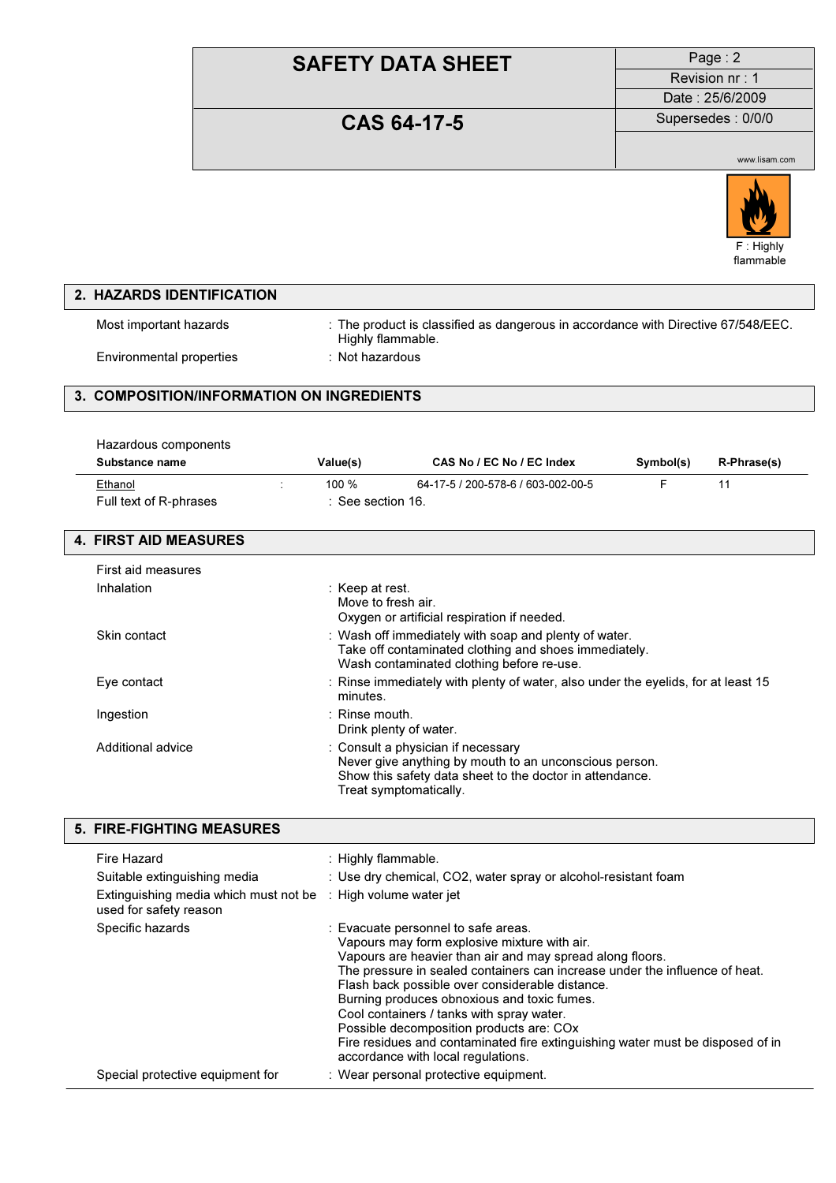F : Highly flammable

## 2. HAZARDS IDENTIFICATION

| | |
|---|---|
| Most important hazards | : The product is classified as dangerous in accordance with Directive 67/548/EEC. Highly flammable. |
| Environmental properties | : Not hazardous |

## 3. COMPOSITION/INFORMATION ON INGREDIENTS

Hazardous components

| Substance name | | Value(s) | CAS No / EC No / EC Index | Symbol(s) | R-Phrase(s) |
|---|---|---|---|---|---|
| Ethanol | : | 100 % | 64-17-5 / 200-578-6 / 603-002-00-5 | F | 11 |

Full text of R-phrases : See section 16.

## 4. FIRST AID MEASURES

First aid measures

| | |
|---|---|
| Inhalation | : Keep at rest.<br>Move to fresh air.<br>Oxygen or artificial respiration if needed. |
| Skin contact | : Wash off immediately with soap and plenty of water.<br>Take off contaminated clothing and shoes immediately.<br>Wash contaminated clothing before re-use. |
| Eye contact | : Rinse immediately with plenty of water, also under the eyelids, for at least 15 minutes. |
| Ingestion | : Rinse mouth.<br>Drink plenty of water. |
| Additional advice | : Consult a physician if necessary<br>Never give anything by mouth to an unconscious person.<br>Show this safety data sheet to the doctor in attendance.<br>Treat symptomatically. |

## 5. FIRE-FIGHTING MEASURES

| | |
|---|---|
| Fire Hazard | : Highly flammable. |
| Suitable extinguishing media | : Use dry chemical, CO2, water spray or alcohol-resistant foam |
| Extinguishing media which must not be used for safety reason | : High volume water jet |
| Specific hazards | : Evacuate personnel to safe areas.<br>Vapours may form explosive mixture with air.<br>Vapours are heavier than air and may spread along floors.<br>The pressure in sealed containers can increase under the influence of heat.<br>Flash back possible over considerable distance.<br>Burning produces obnoxious and toxic fumes.<br>Cool containers / tanks with spray water.<br>Possible decomposition products are: COx<br>Fire residues and contaminated fire extinguishing water must be disposed of in accordance with local regulations. |
| Special protective equipment for | : Wear personal protective equipment. |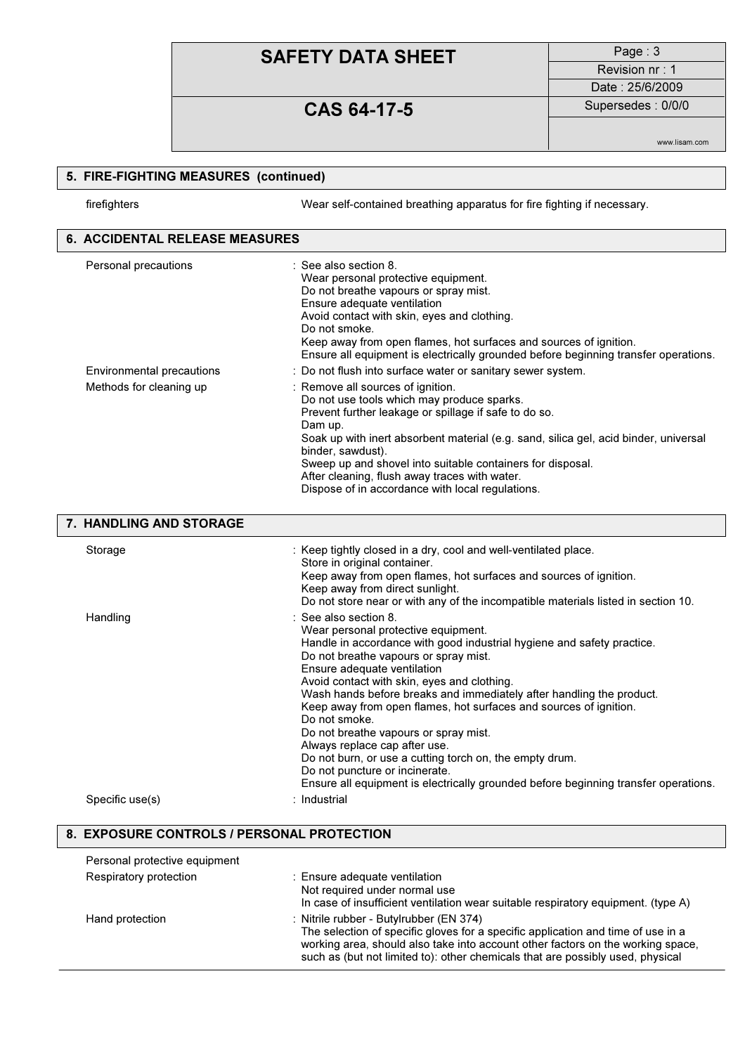## 5. FIRE-FIGHTING MEASURES (continued)

| | |
|---|---|
| firefighters | Wear self-contained breathing apparatus for fire fighting if necessary. |

## 6. ACCIDENTAL RELEASE MEASURES

| | |
|---|---|
| Personal precautions | : See also section 8.<br>Wear personal protective equipment.<br>Do not breathe vapours or spray mist.<br>Ensure adequate ventilation<br>Avoid contact with skin, eyes and clothing.<br>Do not smoke.<br>Keep away from open flames, hot surfaces and sources of ignition.<br>Ensure all equipment is electrically grounded before beginning transfer operations. |
| Environmental precautions | : Do not flush into surface water or sanitary sewer system. |
| Methods for cleaning up | : Remove all sources of ignition.<br>Do not use tools which may produce sparks.<br>Prevent further leakage or spillage if safe to do so.<br>Dam up.<br>Soak up with inert absorbent material (e.g. sand, silica gel, acid binder, universal binder, sawdust).<br>Sweep up and shovel into suitable containers for disposal.<br>After cleaning, flush away traces with water.<br>Dispose of in accordance with local regulations. |

## 7. HANDLING AND STORAGE

| | |
|---|---|
| Storage | : Keep tightly closed in a dry, cool and well-ventilated place.<br>Store in original container.<br>Keep away from open flames, hot surfaces and sources of ignition.<br>Keep away from direct sunlight.<br>Do not store near or with any of the incompatible materials listed in section 10. |
| Handling | : See also section 8.<br>Wear personal protective equipment.<br>Handle in accordance with good industrial hygiene and safety practice.<br>Do not breathe vapours or spray mist.<br>Ensure adequate ventilation<br>Avoid contact with skin, eyes and clothing.<br>Wash hands before breaks and immediately after handling the product.<br>Keep away from open flames, hot surfaces and sources of ignition.<br>Do not smoke.<br>Do not breathe vapours or spray mist.<br>Always replace cap after use.<br>Do not burn, or use a cutting torch on, the empty drum.<br>Do not puncture or incinerate.<br>Ensure all equipment is electrically grounded before beginning transfer operations. |
| Specific use(s) | : Industrial |

## 8. EXPOSURE CONTROLS / PERSONAL PROTECTION

Personal protective equipment

| | |
|---|---|
| Respiratory protection | : Ensure adequate ventilation<br>Not required under normal use<br>In case of insufficient ventilation wear suitable respiratory equipment. (type A) |
| Hand protection | : Nitrile rubber - Butylrubber (EN 374)<br>The selection of specific gloves for a specific application and time of use in a working area, should also take into account other factors on the working space, such as (but not limited to): other chemicals that are possibly used, physical |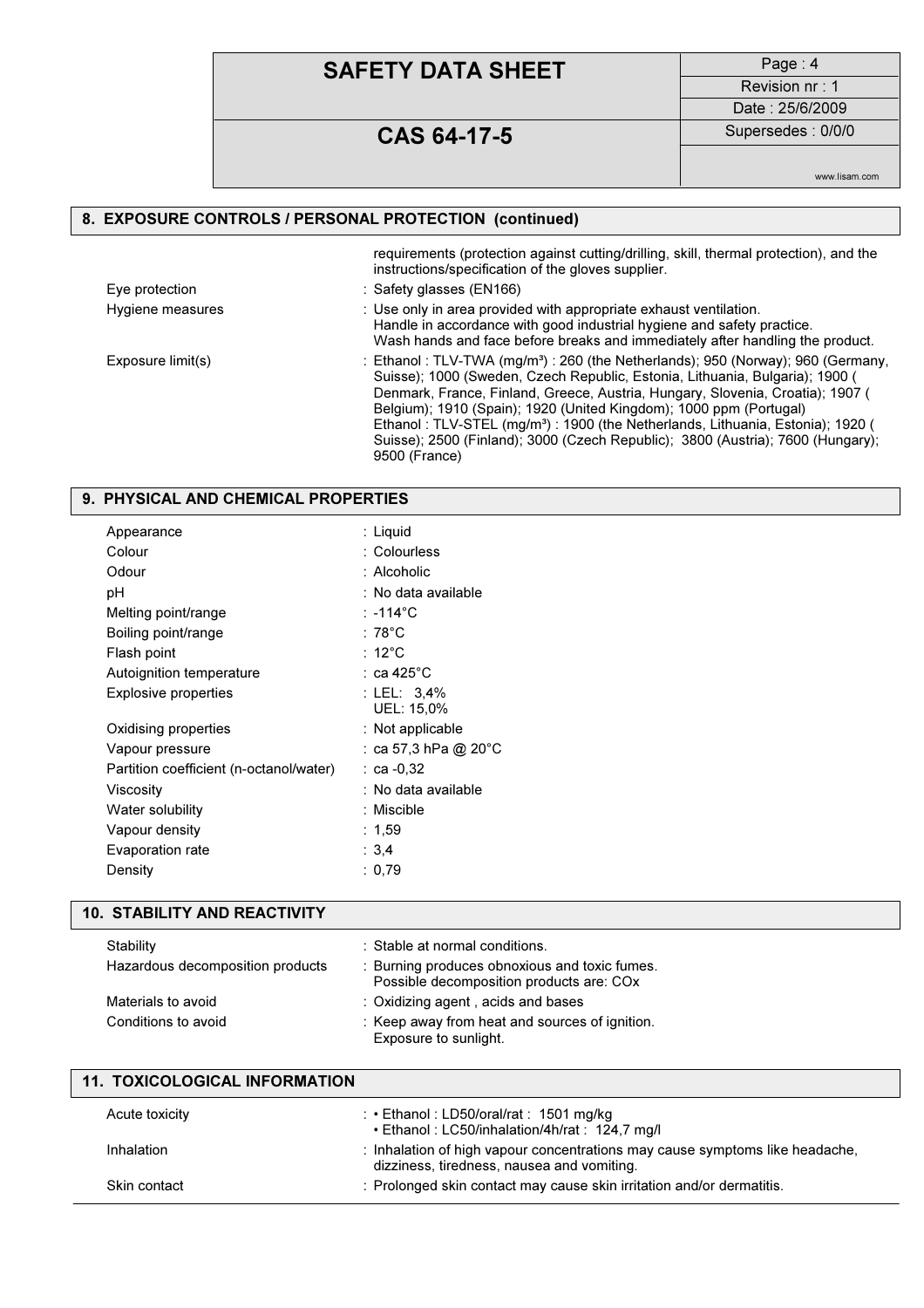## 8. EXPOSURE CONTROLS / PERSONAL PROTECTION (continued)

| | |
|---|---|
| | requirements (protection against cutting/drilling, skill, thermal protection), and the instructions/specification of the gloves supplier. |
| Eye protection | : Safety glasses (EN166) |
| Hygiene measures | : Use only in area provided with appropriate exhaust ventilation.<br>Handle in accordance with good industrial hygiene and safety practice.<br>Wash hands and face before breaks and immediately after handling the product. |
| Exposure limit(s) | : Ethanol : TLV-TWA (mg/m³) : 260 (the Netherlands); 950 (Norway); 960 (Germany, Suisse); 1000 (Sweden, Czech Republic, Estonia, Lithuania, Bulgaria); 1900 ( Denmark, France, Finland, Greece, Austria, Hungary, Slovenia, Croatia); 1907 ( Belgium); 1910 (Spain); 1920 (United Kingdom); 1000 ppm (Portugal)<br>Ethanol : TLV-STEL (mg/m³) : 1900 (the Netherlands, Lithuania, Estonia); 1920 ( Suisse); 2500 (Finland); 3000 (Czech Republic); 3800 (Austria); 7600 (Hungary); 9500 (France) |

## 9. PHYSICAL AND CHEMICAL PROPERTIES

| | |
|---|---|
| Appearance | : Liquid |
| Colour | : Colourless |
| Odour | : Alcoholic |
| pH | : No data available |
| Melting point/range | : -114°C |
| Boiling point/range | : 78°C |
| Flash point | : 12°C |
| Autoignition temperature | : ca 425°C |
| Explosive properties | : LEL: 3,4%<br>UEL: 15,0% |
| Oxidising properties | : Not applicable |
| Vapour pressure | : ca 57,3 hPa @ 20°C |
| Partition coefficient (n-octanol/water) | : ca -0,32 |
| Viscosity | : No data available |
| Water solubility | : Miscible |
| Vapour density | : 1,59 |
| Evaporation rate | : 3,4 |
| Density | : 0,79 |

## 10. STABILITY AND REACTIVITY

| | |
|---|---|
| Stability | : Stable at normal conditions. |
| Hazardous decomposition products | : Burning produces obnoxious and toxic fumes.<br>Possible decomposition products are: COx |
| Materials to avoid | : Oxidizing agent , acids and bases |
| Conditions to avoid | : Keep away from heat and sources of ignition.<br>Exposure to sunlight. |

## 11. TOXICOLOGICAL INFORMATION

| | |
|---|---|
| Acute toxicity | : • Ethanol : LD50/oral/rat : 1501 mg/kg<br>• Ethanol : LC50/inhalation/4h/rat : 124,7 mg/l |
| Inhalation | : Inhalation of high vapour concentrations may cause symptoms like headache, dizziness, tiredness, nausea and vomiting. |
| Skin contact | : Prolonged skin contact may cause skin irritation and/or dermatitis. |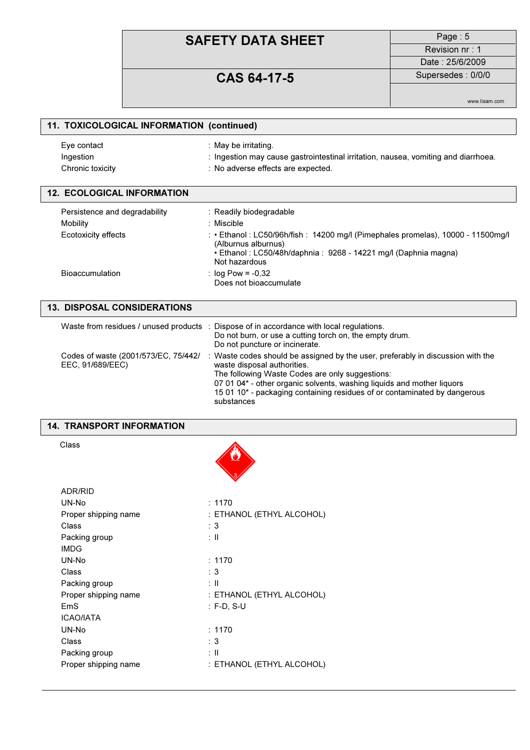## 11. TOXICOLOGICAL INFORMATION (continued)

| | |
|---|---|
| Eye contact | : May be irritating. |
| Ingestion | : Ingestion may cause gastrointestinal irritation, nausea, vomiting and diarrhoea. |
| Chronic toxicity | : No adverse effects are expected. |

## 12. ECOLOGICAL INFORMATION

| | |
|---|---|
| Persistence and degradability | : Readily biodegradable |
| Mobility | : Miscible |
| Ecotoxicity effects | : • Ethanol : LC50/96h/fish : 14200 mg/l (Pimephales promelas), 10000 - 11500mg/l (Alburnus alburnus)<br>• Ethanol : LC50/48h/daphnia : 9268 - 14221 mg/l (Daphnia magna)<br>Not hazardous |
| Bioaccumulation | : log Pow = -0,32<br>Does not bioaccumulate |

## 13. DISPOSAL CONSIDERATIONS

| | |
|---|---|
| Waste from residues / unused products | : Dispose of in accordance with local regulations.<br>Do not burn, or use a cutting torch on, the empty drum.<br>Do not puncture or incinerate. |
| Codes of waste (2001/573/EC, 75/442/EEC, 91/689/EEC) | : Waste codes should be assigned by the user, preferably in discussion with the waste disposal authorities.<br>The following Waste Codes are only suggestions:<br>07 01 04* - other organic solvents, washing liquids and mother liquors<br>15 01 10* - packaging containing residues of or contaminated by dangerous substances |

## 14. TRANSPORT INFORMATION

Class

**ADR/RID**

| | |
|---|---|
| UN-No | : 1170 |
| Proper shipping name | : ETHANOL (ETHYL ALCOHOL) |
| Class | : 3 |
| Packing group | : II |

**IMDG**

| | |
|---|---|
| UN-No | : 1170 |
| Class | : 3 |
| Packing group | : II |
| Proper shipping name | : ETHANOL (ETHYL ALCOHOL) |
| EmS | : F-D, S-U |

**ICAO/IATA**

| | |
|---|---|
| UN-No | : 1170 |
| Class | : 3 |
| Packing group | : II |
| Proper shipping name | : ETHANOL (ETHYL ALCOHOL) |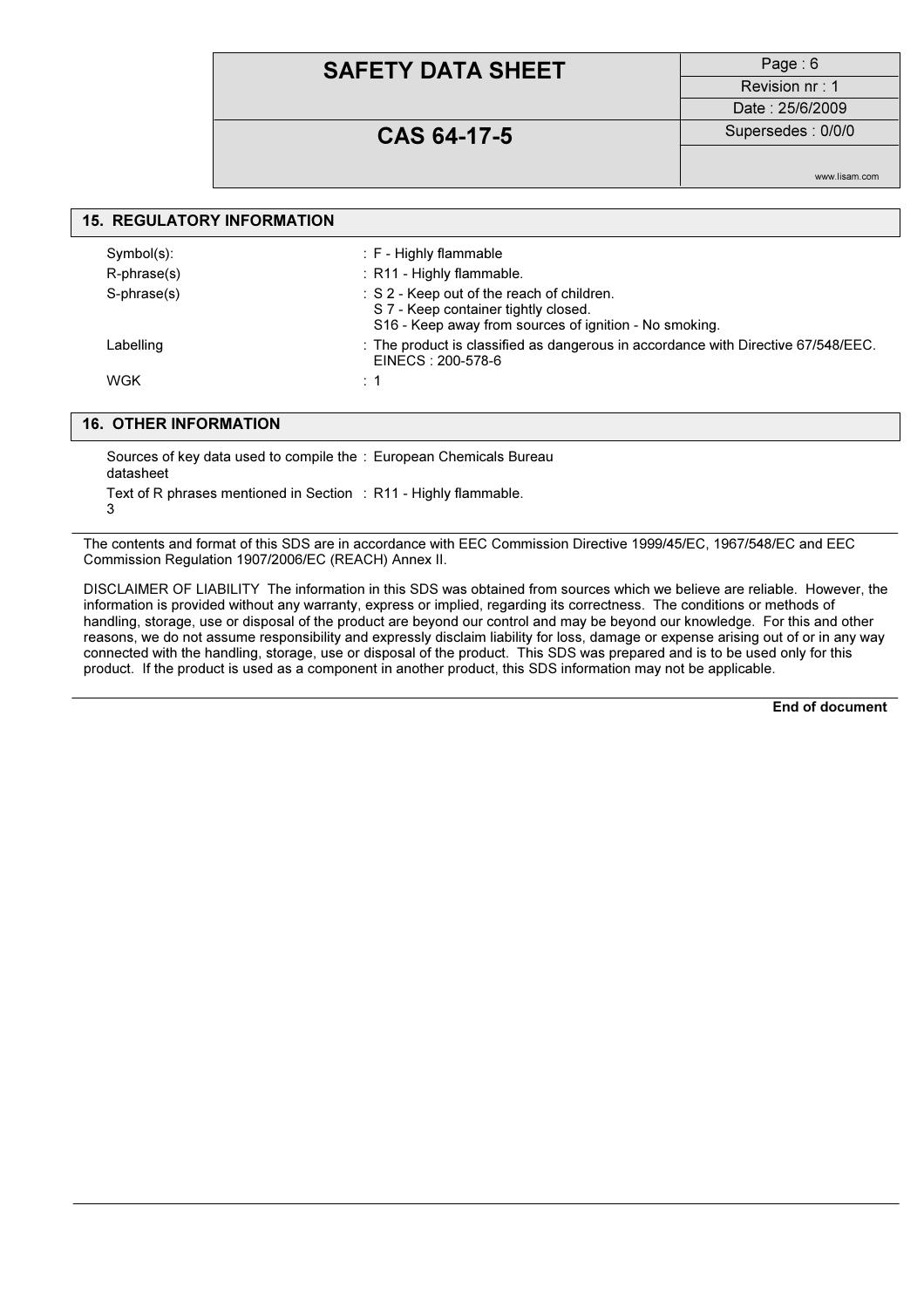## 15. REGULATORY INFORMATION

| | |
|---|---|
| Symbol(s): | : F - Highly flammable |
| R-phrase(s) | : R11 - Highly flammable. |
| S-phrase(s) | : S 2 - Keep out of the reach of children.<br>S 7 - Keep container tightly closed.<br>S16 - Keep away from sources of ignition - No smoking. |
| Labelling | : The product is classified as dangerous in accordance with Directive 67/548/EEC.<br>EINECS : 200-578-6 |
| WGK | : 1 |

## 16. OTHER INFORMATION

| | |
|---|---|
| Sources of key data used to compile the datasheet | : European Chemicals Bureau |
| Text of R phrases mentioned in Section 3 | : R11 - Highly flammable. |

The contents and format of this SDS are in accordance with EEC Commission Directive 1999/45/EC, 1967/548/EC and EEC Commission Regulation 1907/2006/EC (REACH) Annex II.

DISCLAIMER OF LIABILITY The information in this SDS was obtained from sources which we believe are reliable. However, the information is provided without any warranty, express or implied, regarding its correctness. The conditions or methods of handling, storage, use or disposal of the product are beyond our control and may be beyond our knowledge. For this and other reasons, we do not assume responsibility and expressly disclaim liability for loss, damage or expense arising out of or in any way connected with the handling, storage, use or disposal of the product. This SDS was prepared and is to be used only for this product. If the product is used as a component in another product, this SDS information may not be applicable.

**End of document**